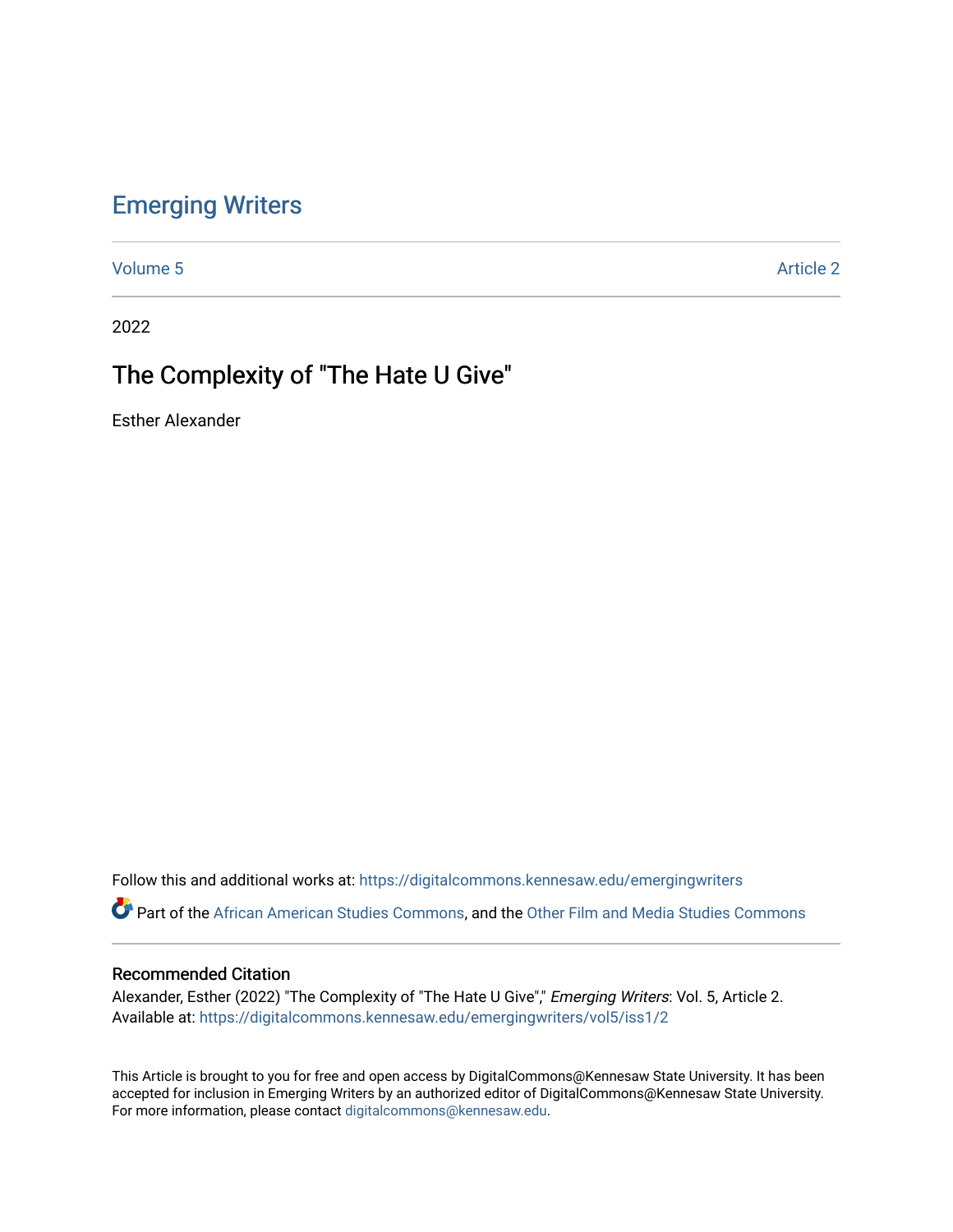# Emerging Writers

Volume 5 Article 2

2022

## The Complexity of "The Hate U Give"

Esther Alexander

Follow this and additional works at: https://digitalcommons.kennesaw.edu/emergingwriters

Part of the African American Studies Commons, and the Other Film and Media Studies Commons

### Recommended Citation

Alexander, Esther (2022) "The Complexity of "The Hate U Give"," *Emerging Writers*: Vol. 5, Article 2.
Available at: https://digitalcommons.kennesaw.edu/emergingwriters/vol5/iss1/2

This Article is brought to you for free and open access by DigitalCommons@Kennesaw State University. It has been accepted for inclusion in Emerging Writers by an authorized editor of DigitalCommons@Kennesaw State University. For more information, please contact digitalcommons@kennesaw.edu.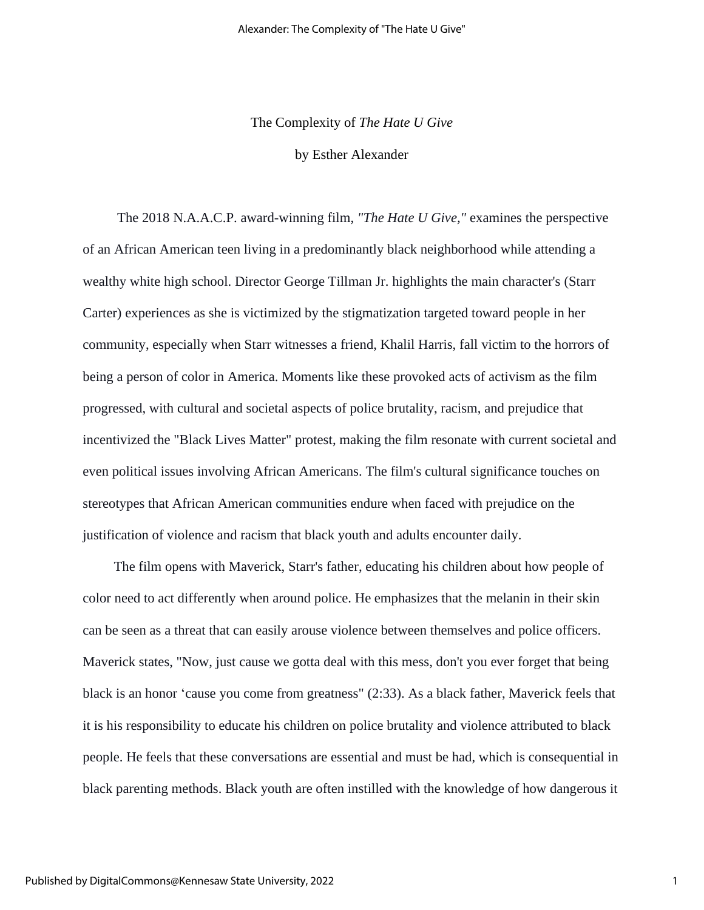# The Complexity of *The Hate U Give*

by Esther Alexander

The 2018 N.A.A.C.P. award-winning film, *"The Hate U Give,"* examines the perspective of an African American teen living in a predominantly black neighborhood while attending a wealthy white high school. Director George Tillman Jr. highlights the main character's (Starr Carter) experiences as she is victimized by the stigmatization targeted toward people in her community, especially when Starr witnesses a friend, Khalil Harris, fall victim to the horrors of being a person of color in America. Moments like these provoked acts of activism as the film progressed, with cultural and societal aspects of police brutality, racism, and prejudice that incentivized the "Black Lives Matter" protest, making the film resonate with current societal and even political issues involving African Americans. The film's cultural significance touches on stereotypes that African American communities endure when faced with prejudice on the justification of violence and racism that black youth and adults encounter daily.

The film opens with Maverick, Starr's father, educating his children about how people of color need to act differently when around police. He emphasizes that the melanin in their skin can be seen as a threat that can easily arouse violence between themselves and police officers. Maverick states, "Now, just cause we gotta deal with this mess, don't you ever forget that being black is an honor 'cause you come from greatness" (2:33). As a black father, Maverick feels that it is his responsibility to educate his children on police brutality and violence attributed to black people. He feels that these conversations are essential and must be had, which is consequential in black parenting methods. Black youth are often instilled with the knowledge of how dangerous it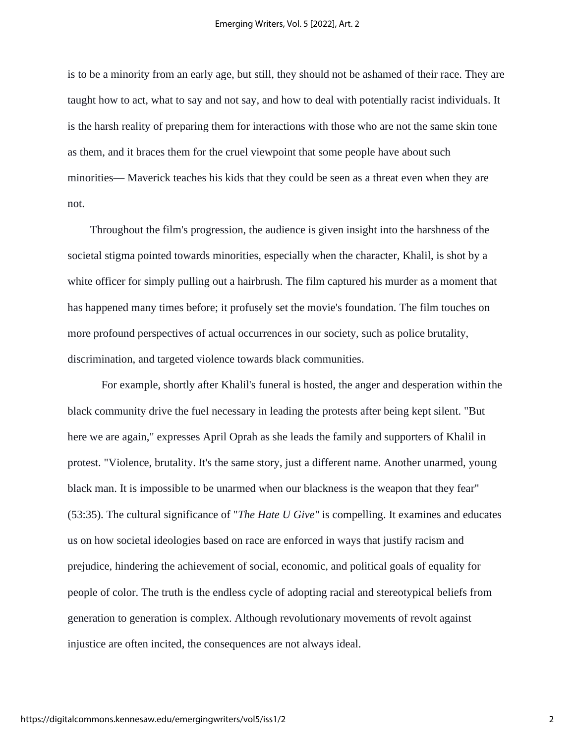is to be a minority from an early age, but still, they should not be ashamed of their race. They are taught how to act, what to say and not say, and how to deal with potentially racist individuals. It is the harsh reality of preparing them for interactions with those who are not the same skin tone as them, and it braces them for the cruel viewpoint that some people have about such minorities— Maverick teaches his kids that they could be seen as a threat even when they are not.

Throughout the film's progression, the audience is given insight into the harshness of the societal stigma pointed towards minorities, especially when the character, Khalil, is shot by a white officer for simply pulling out a hairbrush. The film captured his murder as a moment that has happened many times before; it profusely set the movie's foundation. The film touches on more profound perspectives of actual occurrences in our society, such as police brutality, discrimination, and targeted violence towards black communities.

For example, shortly after Khalil's funeral is hosted, the anger and desperation within the black community drive the fuel necessary in leading the protests after being kept silent. "But here we are again," expresses April Oprah as she leads the family and supporters of Khalil in protest. "Violence, brutality. It's the same story, just a different name. Another unarmed, young black man. It is impossible to be unarmed when our blackness is the weapon that they fear" (53:35). The cultural significance of "*The Hate U Give"* is compelling. It examines and educates us on how societal ideologies based on race are enforced in ways that justify racism and prejudice, hindering the achievement of social, economic, and political goals of equality for people of color. The truth is the endless cycle of adopting racial and stereotypical beliefs from generation to generation is complex. Although revolutionary movements of revolt against injustice are often incited, the consequences are not always ideal.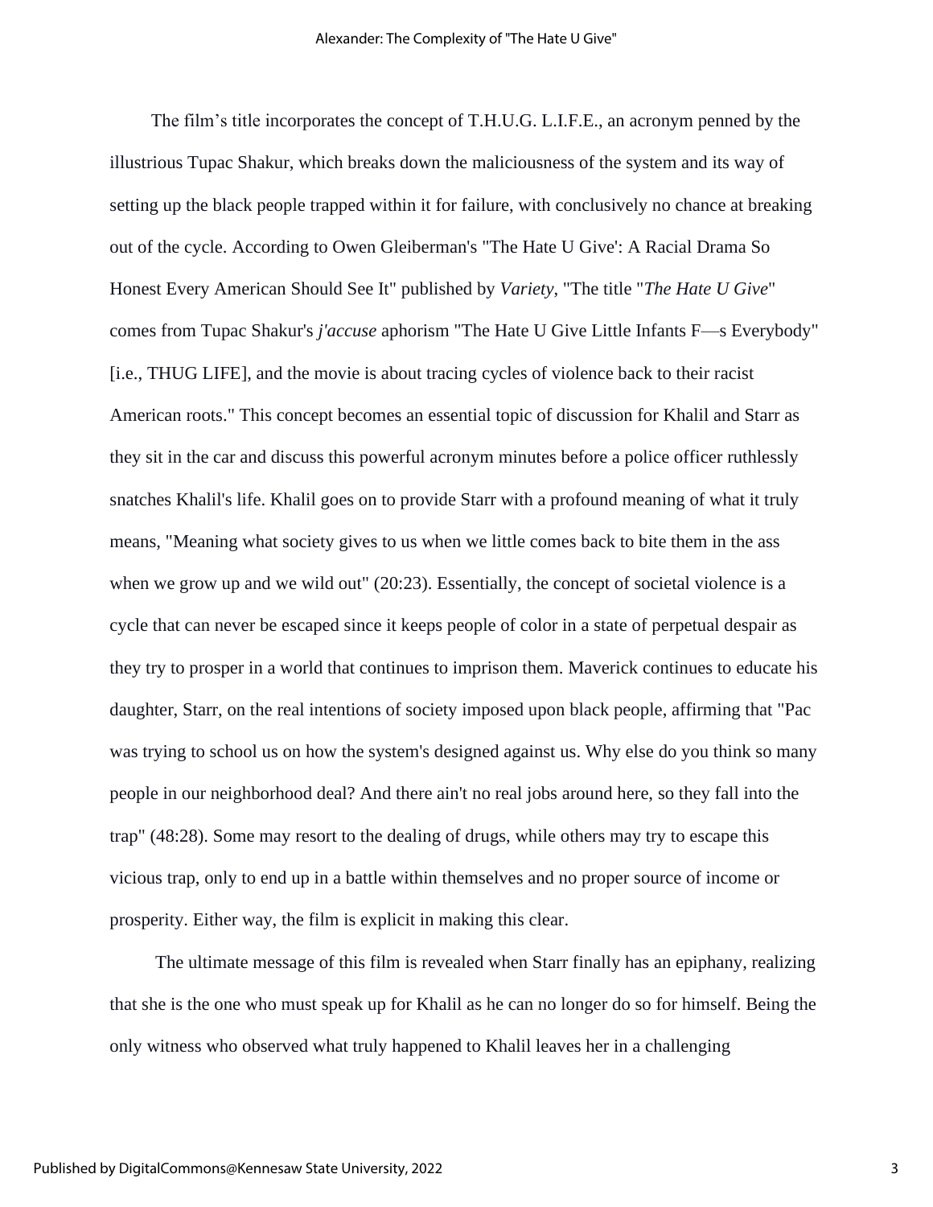The film's title incorporates the concept of T.H.U.G. L.I.F.E., an acronym penned by the illustrious Tupac Shakur, which breaks down the maliciousness of the system and its way of setting up the black people trapped within it for failure, with conclusively no chance at breaking out of the cycle. According to Owen Gleiberman's "The Hate U Give': A Racial Drama So Honest Every American Should See It" published by *Variety*, "The title "*The Hate U Give*" comes from Tupac Shakur's *j'accuse* aphorism "The Hate U Give Little Infants F—s Everybody" [i.e., THUG LIFE], and the movie is about tracing cycles of violence back to their racist American roots." This concept becomes an essential topic of discussion for Khalil and Starr as they sit in the car and discuss this powerful acronym minutes before a police officer ruthlessly snatches Khalil's life. Khalil goes on to provide Starr with a profound meaning of what it truly means, "Meaning what society gives to us when we little comes back to bite them in the ass when we grow up and we wild out" (20:23). Essentially, the concept of societal violence is a cycle that can never be escaped since it keeps people of color in a state of perpetual despair as they try to prosper in a world that continues to imprison them. Maverick continues to educate his daughter, Starr, on the real intentions of society imposed upon black people, affirming that "Pac was trying to school us on how the system's designed against us. Why else do you think so many people in our neighborhood deal? And there ain't no real jobs around here, so they fall into the trap" (48:28). Some may resort to the dealing of drugs, while others may try to escape this vicious trap, only to end up in a battle within themselves and no proper source of income or prosperity. Either way, the film is explicit in making this clear.

The ultimate message of this film is revealed when Starr finally has an epiphany, realizing that she is the one who must speak up for Khalil as he can no longer do so for himself. Being the only witness who observed what truly happened to Khalil leaves her in a challenging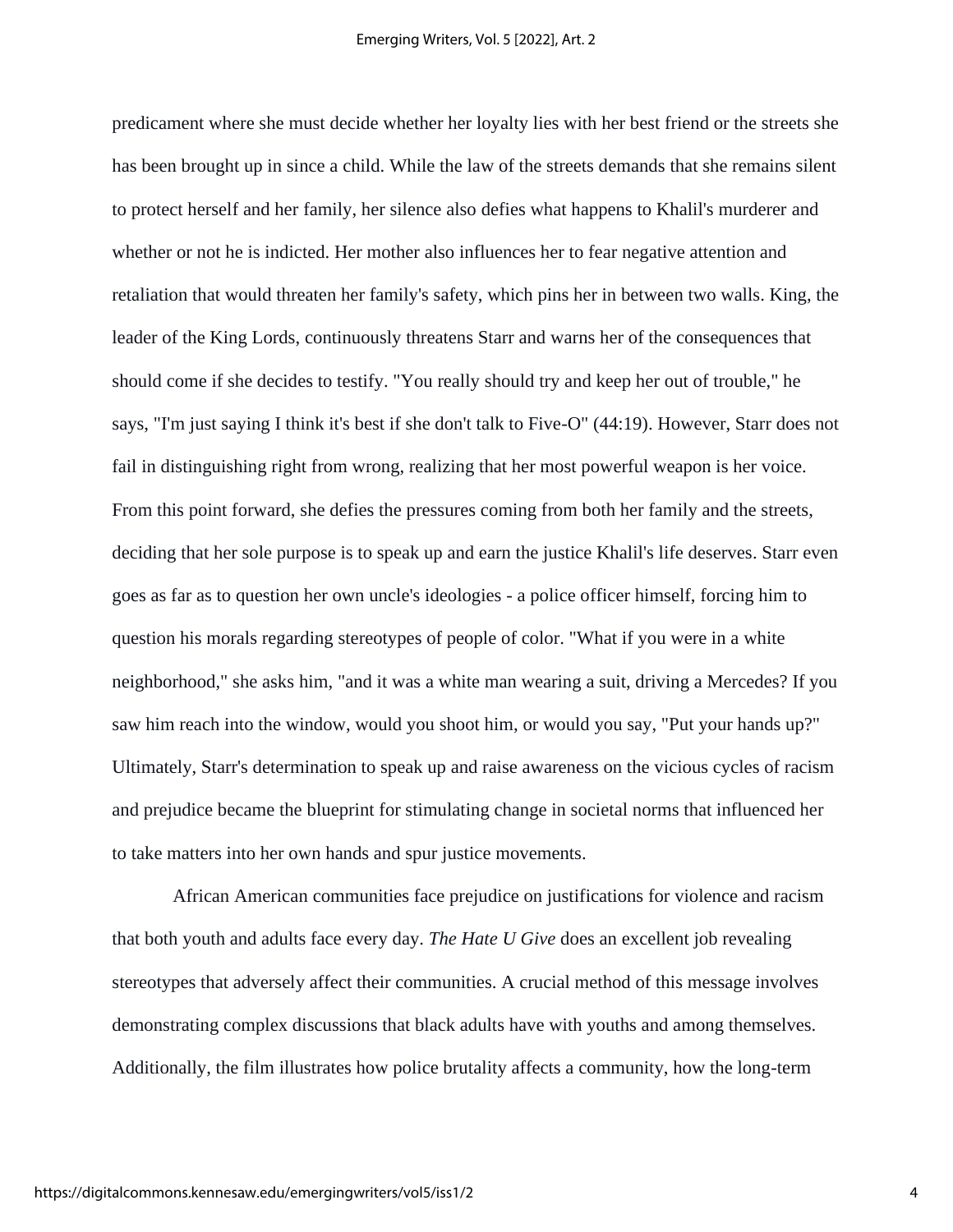predicament where she must decide whether her loyalty lies with her best friend or the streets she has been brought up in since a child. While the law of the streets demands that she remains silent to protect herself and her family, her silence also defies what happens to Khalil's murderer and whether or not he is indicted. Her mother also influences her to fear negative attention and retaliation that would threaten her family's safety, which pins her in between two walls. King, the leader of the King Lords, continuously threatens Starr and warns her of the consequences that should come if she decides to testify. "You really should try and keep her out of trouble," he says, "I'm just saying I think it's best if she don't talk to Five-O" (44:19). However, Starr does not fail in distinguishing right from wrong, realizing that her most powerful weapon is her voice. From this point forward, she defies the pressures coming from both her family and the streets, deciding that her sole purpose is to speak up and earn the justice Khalil's life deserves. Starr even goes as far as to question her own uncle's ideologies - a police officer himself, forcing him to question his morals regarding stereotypes of people of color. "What if you were in a white neighborhood," she asks him, "and it was a white man wearing a suit, driving a Mercedes? If you saw him reach into the window, would you shoot him, or would you say, "Put your hands up?" Ultimately, Starr's determination to speak up and raise awareness on the vicious cycles of racism and prejudice became the blueprint for stimulating change in societal norms that influenced her to take matters into her own hands and spur justice movements.

African American communities face prejudice on justifications for violence and racism that both youth and adults face every day. *The Hate U Give* does an excellent job revealing stereotypes that adversely affect their communities. A crucial method of this message involves demonstrating complex discussions that black adults have with youths and among themselves. Additionally, the film illustrates how police brutality affects a community, how the long-term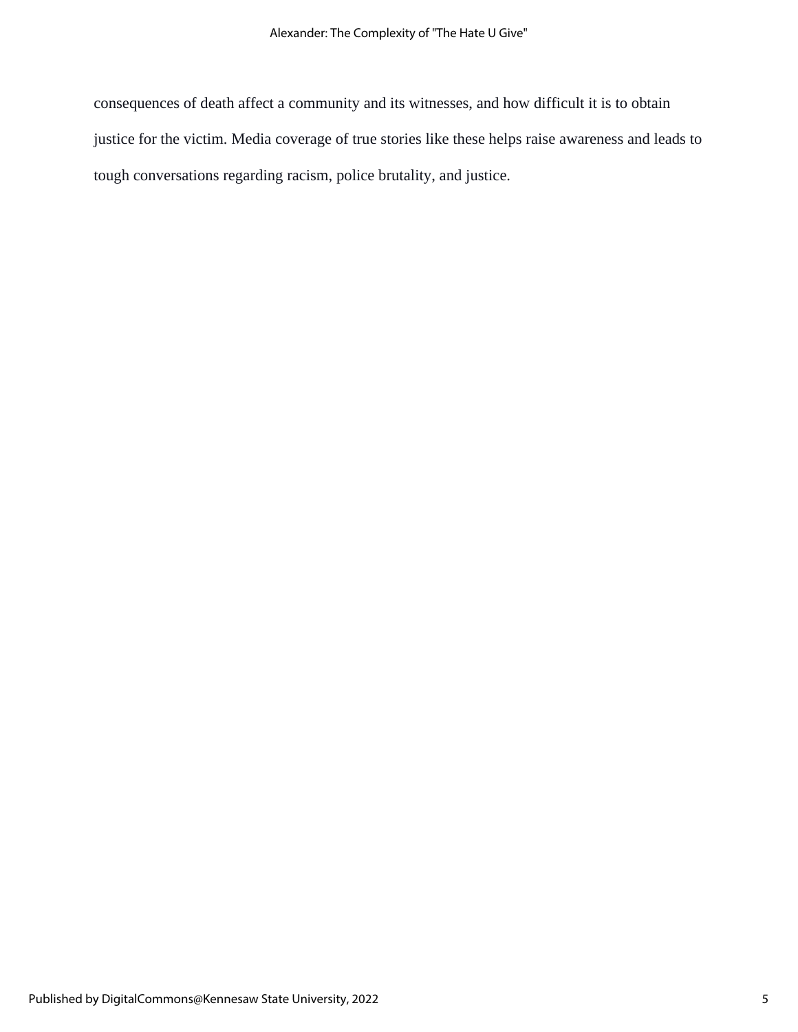consequences of death affect a community and its witnesses, and how difficult it is to obtain justice for the victim. Media coverage of true stories like these helps raise awareness and leads to tough conversations regarding racism, police brutality, and justice.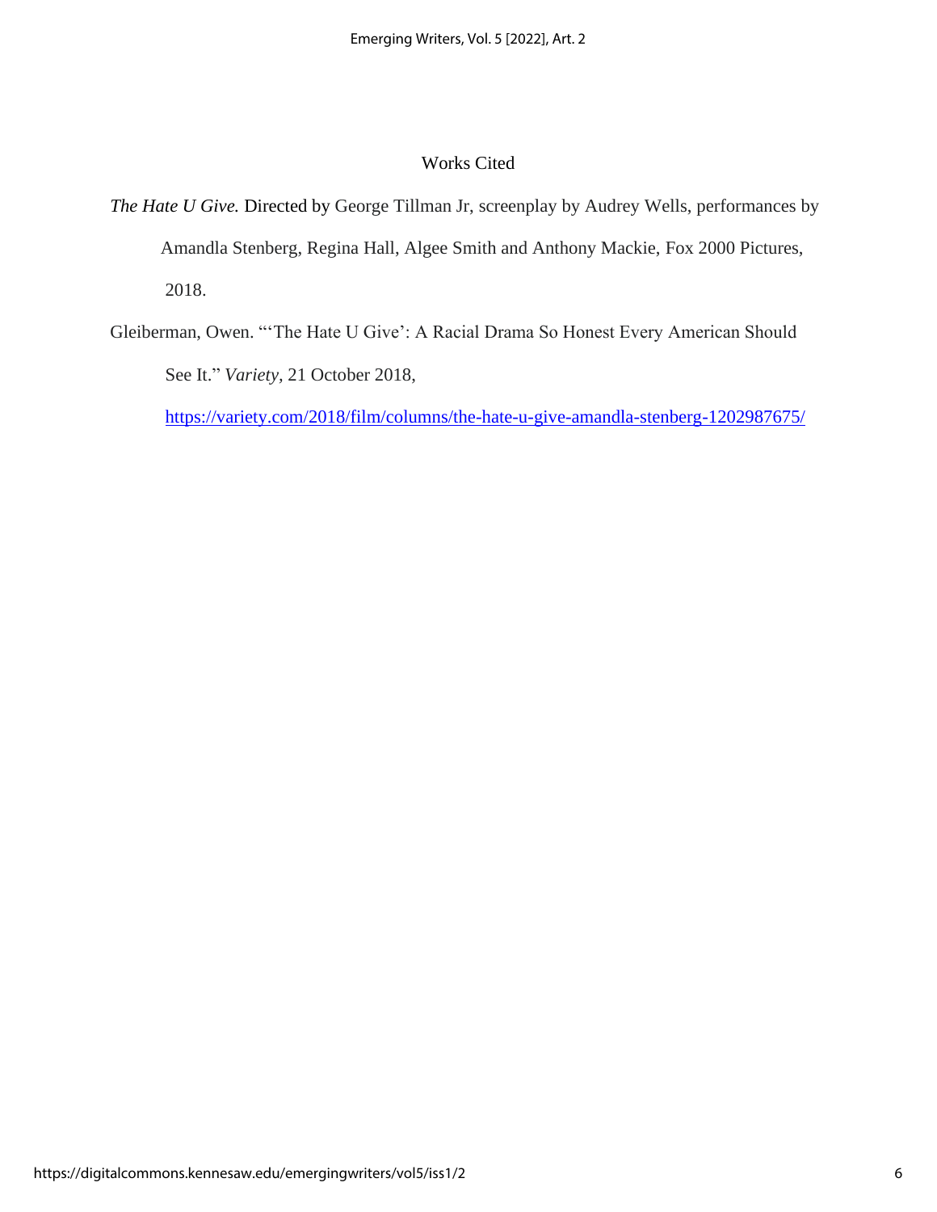# Works Cited

*The Hate U Give.* Directed by George Tillman Jr, screenplay by Audrey Wells, performances by Amandla Stenberg, Regina Hall, Algee Smith and Anthony Mackie, Fox 2000 Pictures, 2018.

Gleiberman, Owen. "'The Hate U Give': A Racial Drama So Honest Every American Should See It." *Variety,* 21 October 2018, https://variety.com/2018/film/columns/the-hate-u-give-amandla-stenberg-1202987675/